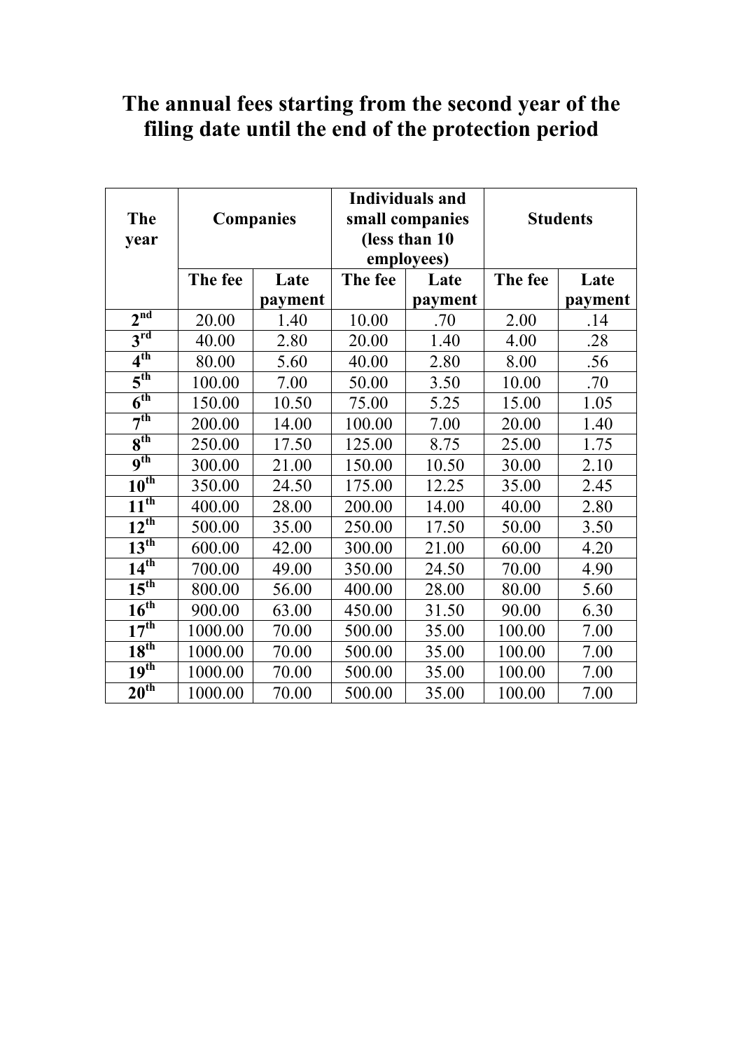# The annual fees starting from the second year of the filing date until the end of the protection period

| The year | Companies | | Individuals and small companies (less than 10 employees) | | Students | |
|---|---|---|---|---|---|---|
| | The fee | Late payment | The fee | Late payment | The fee | Late payment |
| 2nd | 20.00 | 1.40 | 10.00 | .70 | 2.00 | .14 |
| 3rd | 40.00 | 2.80 | 20.00 | 1.40 | 4.00 | .28 |
| 4th | 80.00 | 5.60 | 40.00 | 2.80 | 8.00 | .56 |
| 5th | 100.00 | 7.00 | 50.00 | 3.50 | 10.00 | .70 |
| 6th | 150.00 | 10.50 | 75.00 | 5.25 | 15.00 | 1.05 |
| 7th | 200.00 | 14.00 | 100.00 | 7.00 | 20.00 | 1.40 |
| 8th | 250.00 | 17.50 | 125.00 | 8.75 | 25.00 | 1.75 |
| 9th | 300.00 | 21.00 | 150.00 | 10.50 | 30.00 | 2.10 |
| 10th | 350.00 | 24.50 | 175.00 | 12.25 | 35.00 | 2.45 |
| 11th | 400.00 | 28.00 | 200.00 | 14.00 | 40.00 | 2.80 |
| 12th | 500.00 | 35.00 | 250.00 | 17.50 | 50.00 | 3.50 |
| 13th | 600.00 | 42.00 | 300.00 | 21.00 | 60.00 | 4.20 |
| 14th | 700.00 | 49.00 | 350.00 | 24.50 | 70.00 | 4.90 |
| 15th | 800.00 | 56.00 | 400.00 | 28.00 | 80.00 | 5.60 |
| 16th | 900.00 | 63.00 | 450.00 | 31.50 | 90.00 | 6.30 |
| 17th | 1000.00 | 70.00 | 500.00 | 35.00 | 100.00 | 7.00 |
| 18th | 1000.00 | 70.00 | 500.00 | 35.00 | 100.00 | 7.00 |
| 19th | 1000.00 | 70.00 | 500.00 | 35.00 | 100.00 | 7.00 |
| 20th | 1000.00 | 70.00 | 500.00 | 35.00 | 100.00 | 7.00 |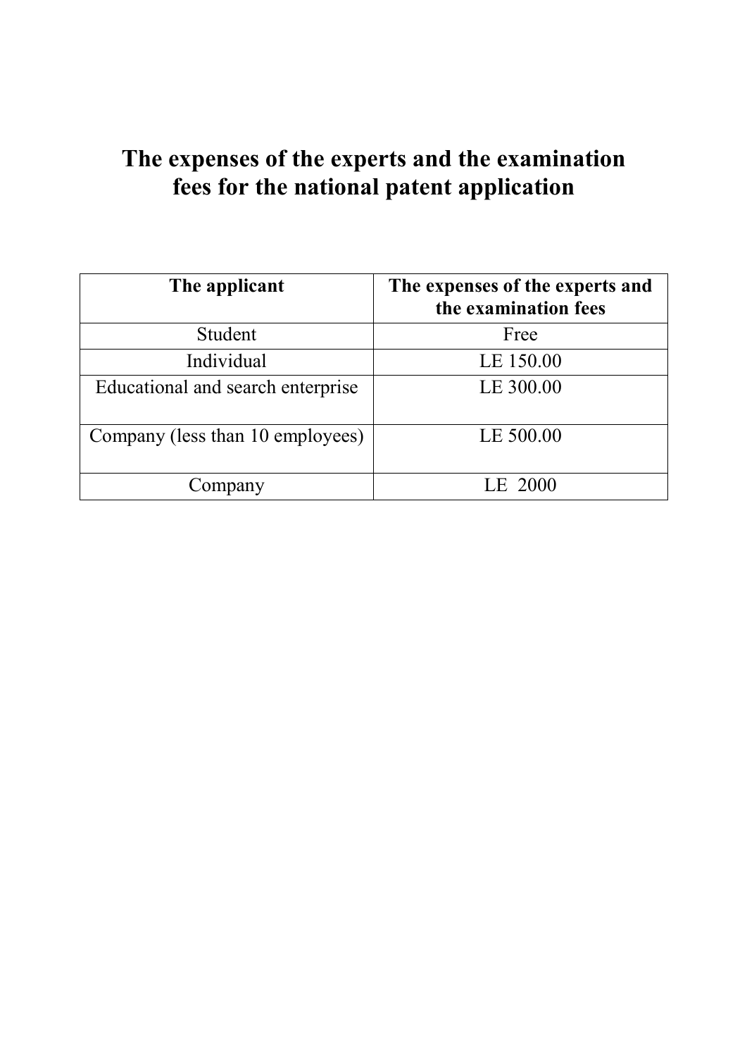# The expenses of the experts and the examination fees for the national patent application

| The applicant | The expenses of the experts and the examination fees |
|---|---|
| Student | Free |
| Individual | LE 150.00 |
| Educational and search enterprise | LE 300.00 |
| Company (less than 10 employees) | LE 500.00 |
| Company | LE 2000 |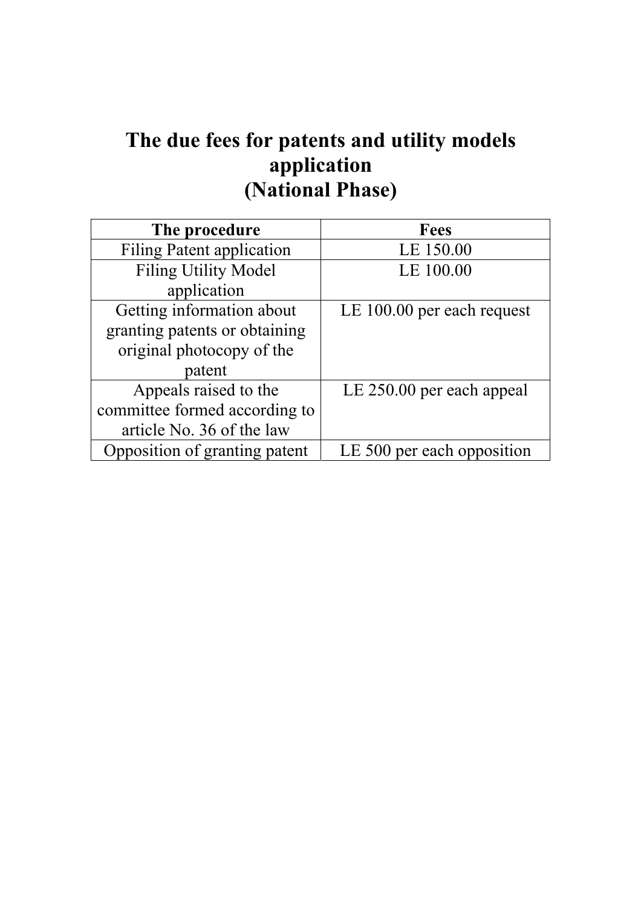# The due fees for patents and utility models application (National Phase)

| The procedure | Fees |
|---|---|
| Filing Patent application | LE 150.00 |
| Filing Utility Model application | LE 100.00 |
| Getting information about granting patents or obtaining original photocopy of the patent | LE 100.00 per each request |
| Appeals raised to the committee formed according to article No. 36 of the law | LE 250.00 per each appeal |
| Opposition of granting patent | LE 500 per each opposition |